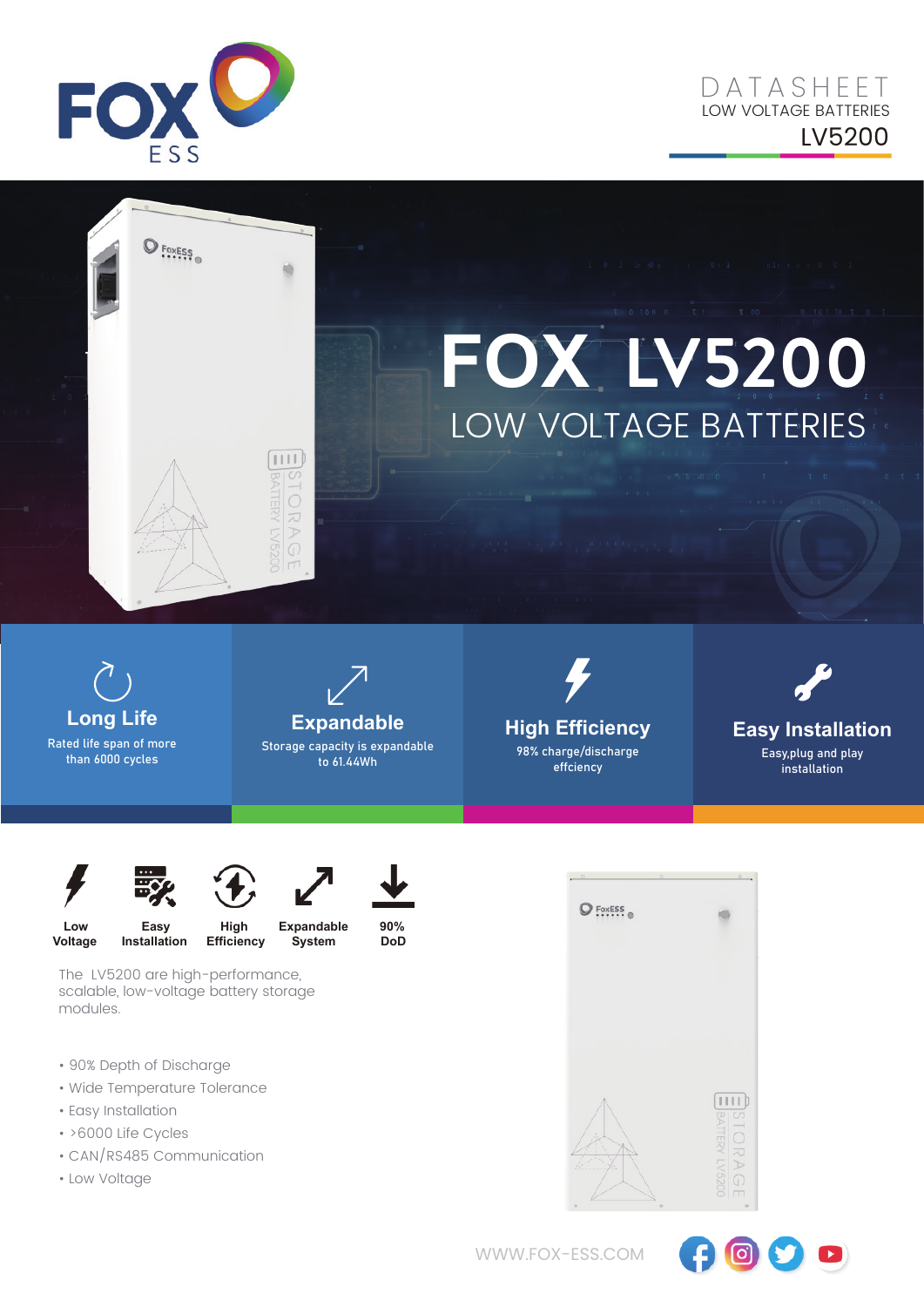FOX ESS

DATASHEET
LOW VOLTAGE BATTERIES
LV5200

# FOX LV5200

## LOW VOLTAGE BATTERIES

### Long Life

Rated life span of more than 6000 cycles

### Expandable

Storage capacity is expandable to 61.44Wh

### High Efficiency

98% charge/discharge effciency

### Easy Installation

Easy,plug and play installation

**Low Voltage** | **Easy Installation** | **High Efficiency** | **Expandable System** | **90% DoD**

The LV5200 are high-performance, scalable, low-voltage battery storage modules.

- 90% Depth of Discharge
- Wide Temperature Tolerance
- Easy Installation
- >6000 Life Cycles
- CAN/RS485 Communication
- Low Voltage

WWW.FOX-ESS.COM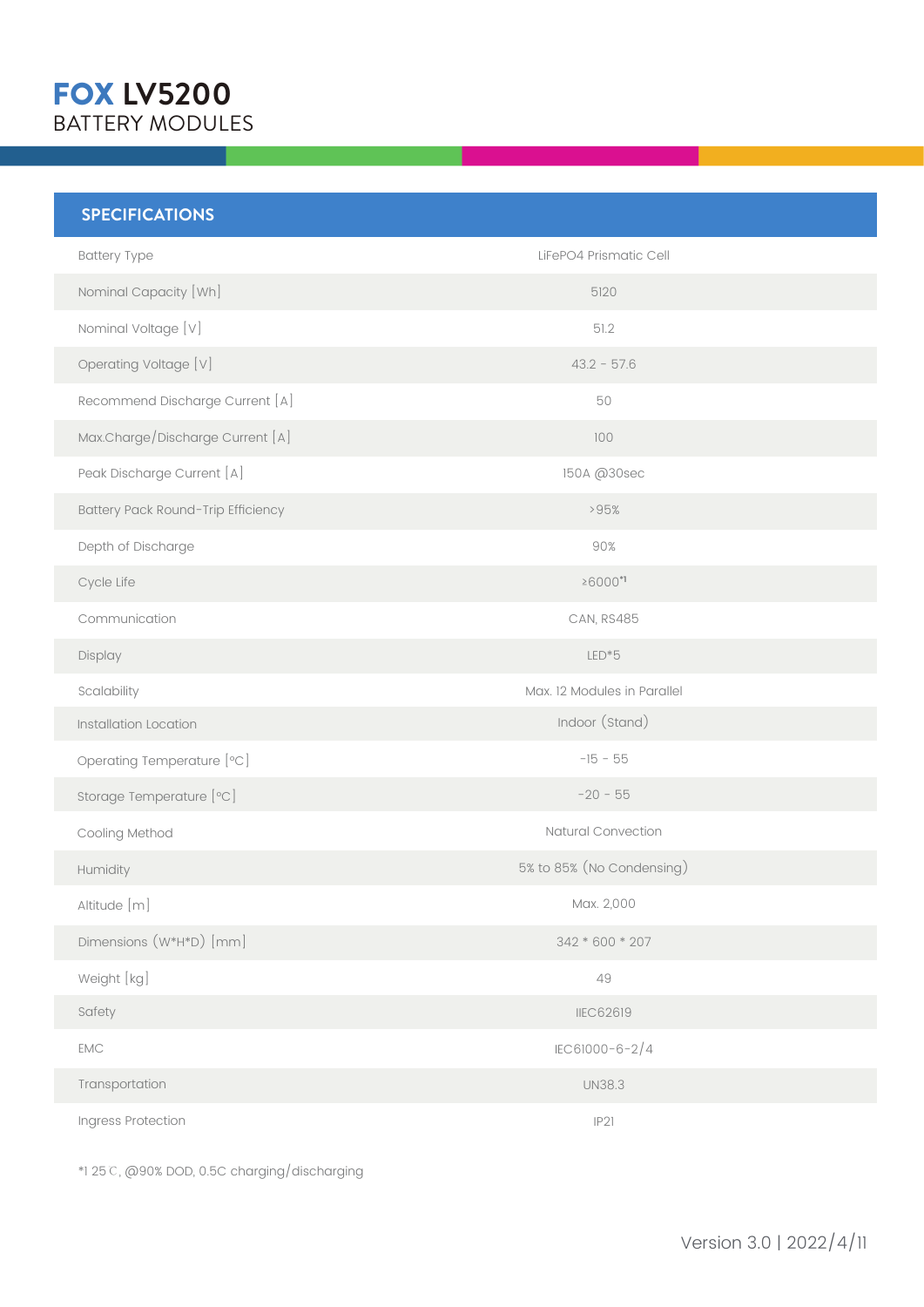# FOX LV5200
BATTERY MODULES

## SPECIFICATIONS

| | |
|---|---|
| Battery Type | LiFePO4 Prismatic Cell |
| Nominal Capacity [Wh] | 5120 |
| Nominal Voltage [V] | 51.2 |
| Operating Voltage [V] | 43.2 - 57.6 |
| Recommend Discharge Current [A] | 50 |
| Max.Charge/Discharge Current [A] | 100 |
| Peak Discharge Current [A] | 150A @30sec |
| Battery Pack Round-Trip Efficiency | >95% |
| Depth of Discharge | 90% |
| Cycle Life | ≥6000*1 |
| Communication | CAN, RS485 |
| Display | LED*5 |
| Scalability | Max. 12 Modules in Parallel |
| Installation Location | Indoor (Stand) |
| Operating Temperature [°C] | -15 - 55 |
| Storage Temperature [°C] | -20 - 55 |
| Cooling Method | Natural Convection |
| Humidity | 5% to 85% (No Condensing) |
| Altitude [m] | Max. 2,000 |
| Dimensions (W*H*D) [mm] | 342 * 600 * 207 |
| Weight [kg] | 49 |
| Safety | IIEC62619 |
| EMC | IEC61000-6-2/4 |
| Transportation | UN38.3 |
| Ingress Protection | IP21 |

*1 25℃, @90% DOD, 0.5C charging/discharging

Version 3.0 | 2022/4/11